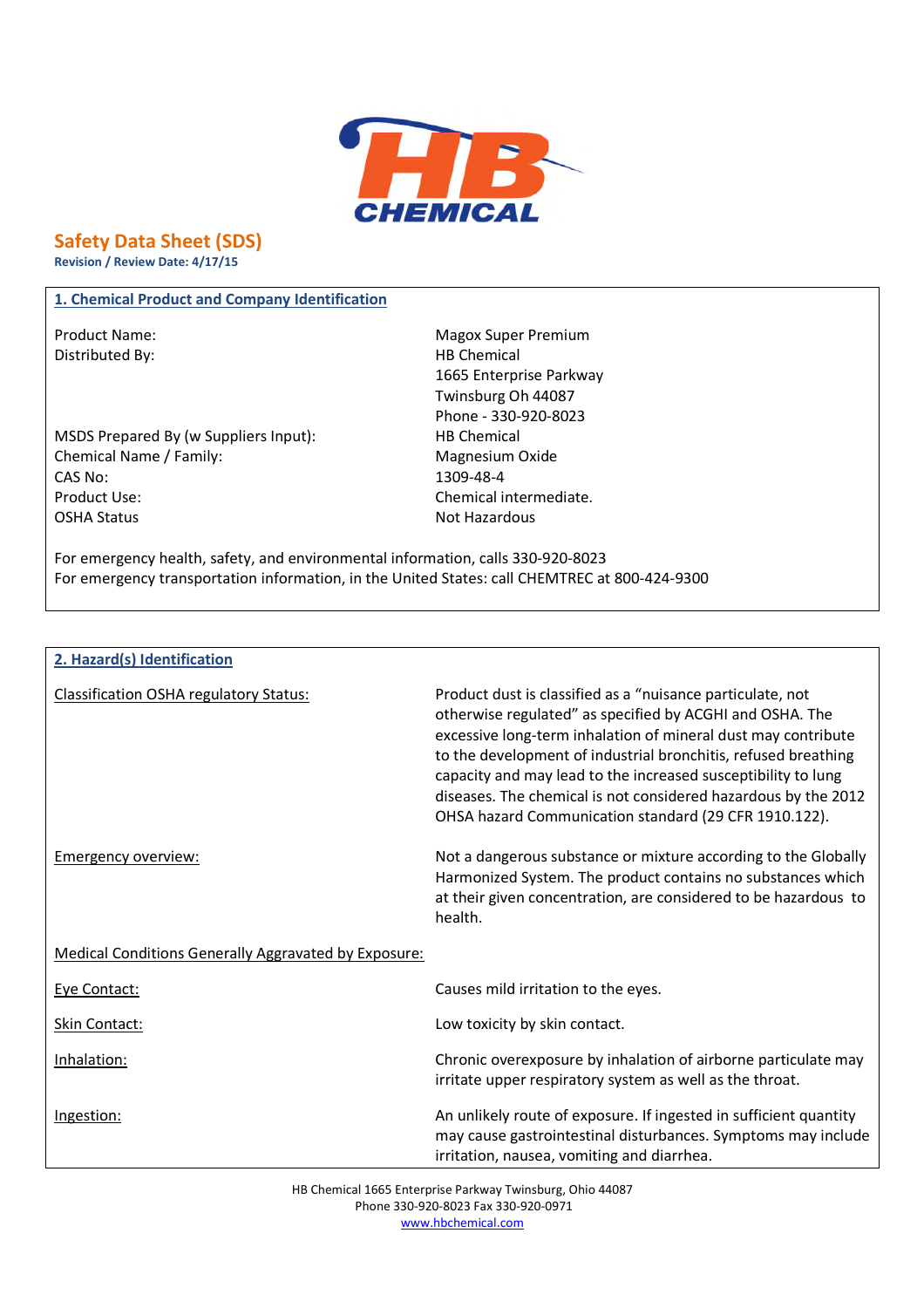# Safety Data Sheet (SDS)

**Revision / Review Date: 4/17/15**

## 1. Chemical Product and Company Identification

| | |
|---|---|
| Product Name: | Magox Super Premium |
| Distributed By: | HB Chemical<br>1665 Enterprise Parkway<br>Twinsburg Oh 44087<br>Phone - 330-920-8023 |
| MSDS Prepared By (w Suppliers Input): | HB Chemical |
| Chemical Name / Family: | Magnesium Oxide |
| CAS No: | 1309-48-4 |
| Product Use: | Chemical intermediate. |
| OSHA Status | Not Hazardous |

For emergency health, safety, and environmental information, calls 330-920-8023
For emergency transportation information, in the United States: call CHEMTREC at 800-424-9300

## 2. Hazard(s) Identification

**Classification OSHA regulatory Status:** Product dust is classified as a "nuisance particulate, not otherwise regulated" as specified by ACGHI and OSHA. The excessive long-term inhalation of mineral dust may contribute to the development of industrial bronchitis, refused breathing capacity and may lead to the increased susceptibility to lung diseases. The chemical is not considered hazardous by the 2012 OHSA hazard Communication standard (29 CFR 1910.122).

**Emergency overview:** Not a dangerous substance or mixture according to the Globally Harmonized System. The product contains no substances which at their given concentration, are considered to be hazardous to health.

**Medical Conditions Generally Aggravated by Exposure:**

**Eye Contact:** Causes mild irritation to the eyes.

**Skin Contact:** Low toxicity by skin contact.

**Inhalation:** Chronic overexposure by inhalation of airborne particulate may irritate upper respiratory system as well as the throat.

**Ingestion:** An unlikely route of exposure. If ingested in sufficient quantity may cause gastrointestinal disturbances. Symptoms may include irritation, nausea, vomiting and diarrhea.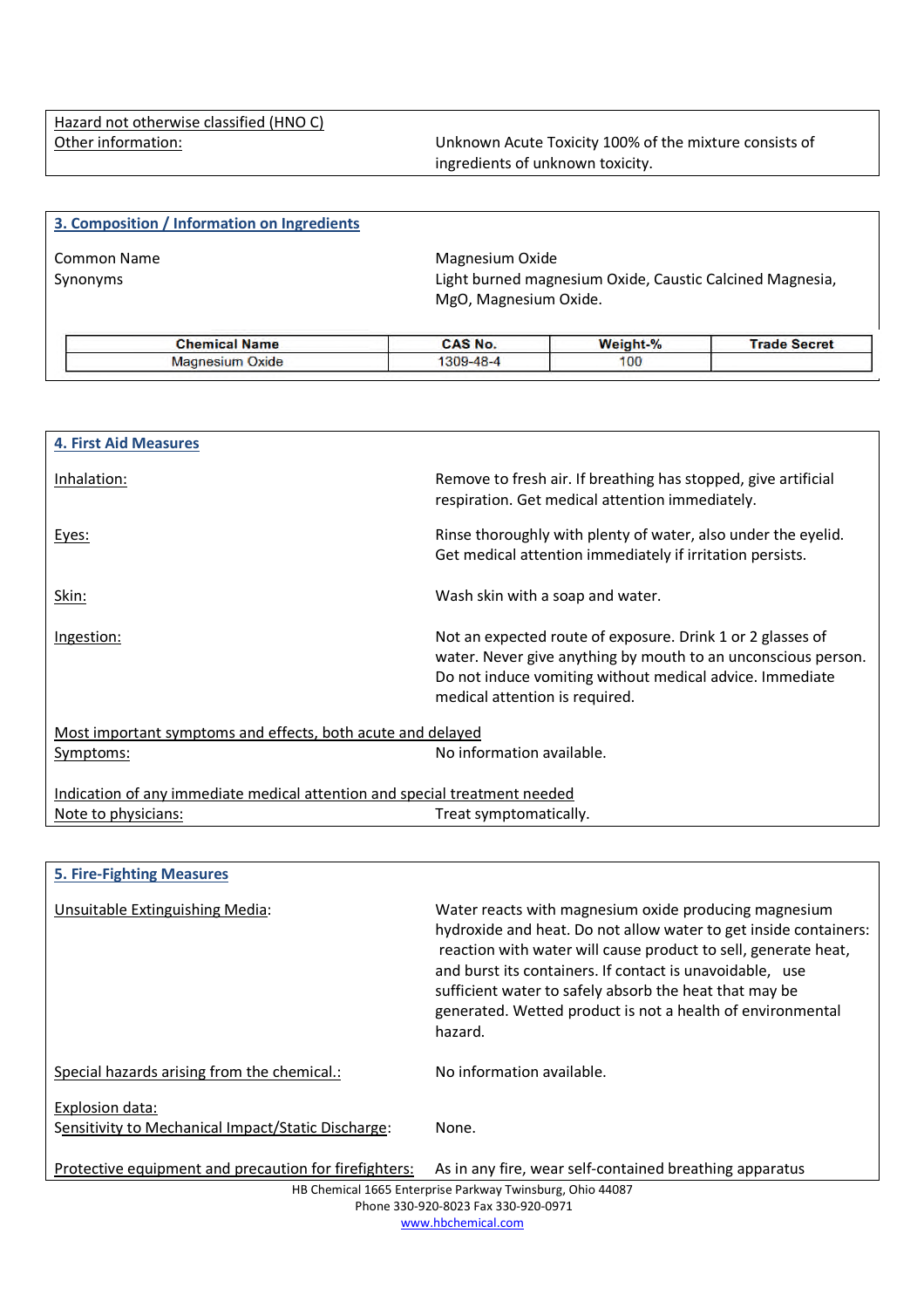Hazard not otherwise classified (HNO C)

Other information: Unknown Acute Toxicity 100% of the mixture consists of ingredients of unknown toxicity.

## 3. Composition / Information on Ingredients

Common Name: Magnesium Oxide

Synonyms: Light burned magnesium Oxide, Caustic Calcined Magnesia, MgO, Magnesium Oxide.

| Chemical Name | CAS No. | Weight-% | Trade Secret |
|---|---|---|---|
| Magnesium Oxide | 1309-48-4 | 100 | |

## 4. First Aid Measures

Inhalation: Remove to fresh air. If breathing has stopped, give artificial respiration. Get medical attention immediately.

Eyes: Rinse thoroughly with plenty of water, also under the eyelid. Get medical attention immediately if irritation persists.

Skin: Wash skin with a soap and water.

Ingestion: Not an expected route of exposure. Drink 1 or 2 glasses of water. Never give anything by mouth to an unconscious person. Do not induce vomiting without medical advice. Immediate medical attention is required.

Most important symptoms and effects, both acute and delayed

Symptoms: No information available.

Indication of any immediate medical attention and special treatment needed

Note to physicians: Treat symptomatically.

## 5. Fire-Fighting Measures

Unsuitable Extinguishing Media: Water reacts with magnesium oxide producing magnesium hydroxide and heat. Do not allow water to get inside containers: reaction with water will cause product to sell, generate heat, and burst its containers. If contact is unavoidable, use sufficient water to safely absorb the heat that may be generated. Wetted product is not a health of environmental hazard.

Special hazards arising from the chemical.: No information available.

Explosion data:

Sensitivity to Mechanical Impact/Static Discharge: None.

Protective equipment and precaution for firefighters: As in any fire, wear self-contained breathing apparatus

HB Chemical 1665 Enterprise Parkway Twinsburg, Ohio 44087
Phone 330-920-8023 Fax 330-920-0971
www.hbchemical.com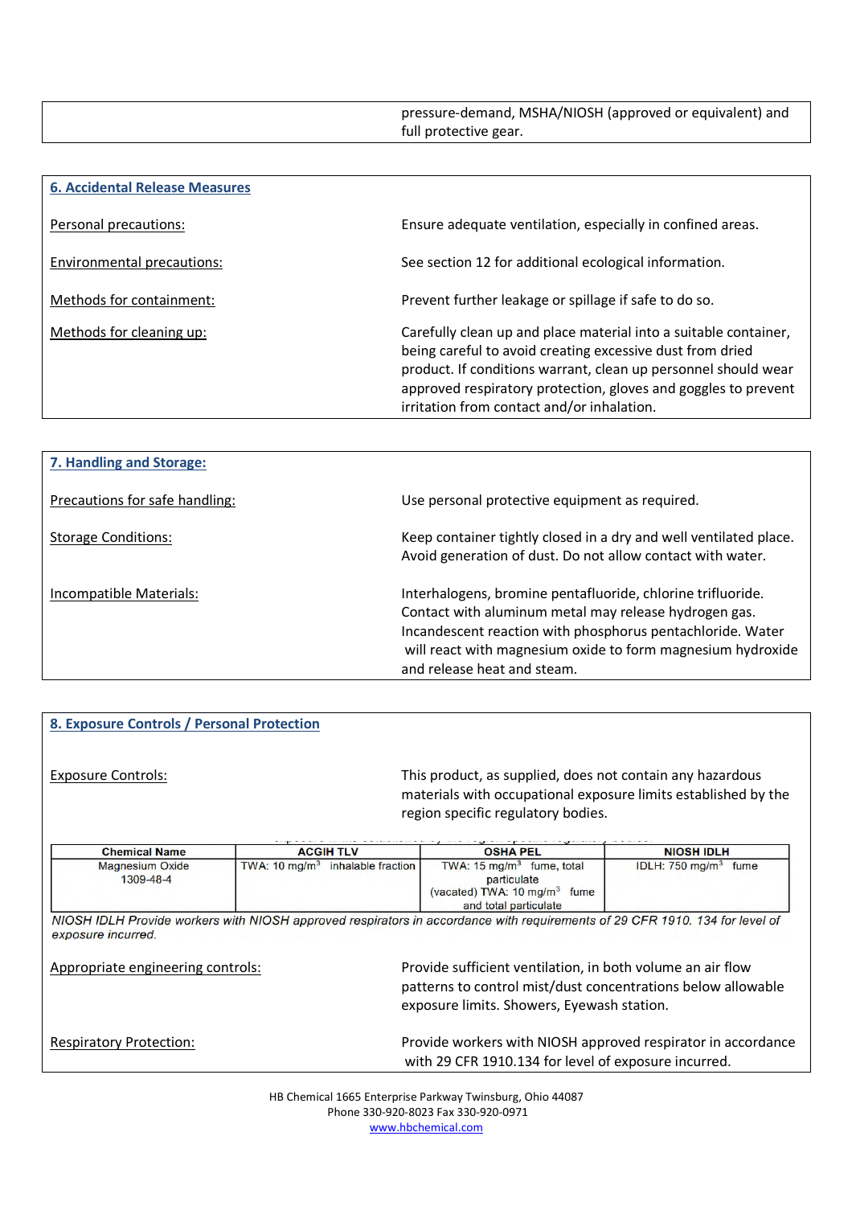| | pressure-demand, MSHA/NIOSH (approved or equivalent) and full protective gear. |
|---|---|

## 6. Accidental Release Measures

| | |
|---|---|
| Personal precautions: | Ensure adequate ventilation, especially in confined areas. |
| Environmental precautions: | See section 12 for additional ecological information. |
| Methods for containment: | Prevent further leakage or spillage if safe to do so. |
| Methods for cleaning up: | Carefully clean up and place material into a suitable container, being careful to avoid creating excessive dust from dried product. If conditions warrant, clean up personnel should wear approved respiratory protection, gloves and goggles to prevent irritation from contact and/or inhalation. |

## 7. Handling and Storage:

| | |
|---|---|
| Precautions for safe handling: | Use personal protective equipment as required. |
| Storage Conditions: | Keep container tightly closed in a dry and well ventilated place. Avoid generation of dust. Do not allow contact with water. |
| Incompatible Materials: | Interhalogens, bromine pentafluoride, chlorine trifluoride. Contact with aluminum metal may release hydrogen gas. Incandescent reaction with phosphorus pentachloride. Water will react with magnesium oxide to form magnesium hydroxide and release heat and steam. |

## 8. Exposure Controls / Personal Protection

| | |
|---|---|
| Exposure Controls: | This product, as supplied, does not contain any hazardous materials with occupational exposure limits established by the region specific regulatory bodies. |

| Chemical Name | ACGIH TLV | OSHA PEL | NIOSH IDLH |
|---|---|---|---|
| Magnesium Oxide 1309-48-4 | TWA: 10 mg/m$^3$ inhalable fraction | TWA: 15 mg/m$^3$ fume, total particulate (vacated) TWA: 10 mg/m$^3$ fume and total particulate | IDLH: 750 mg/m$^3$ fume |

*NIOSH IDLH Provide workers with NIOSH approved respirators in accordance with requirements of 29 CFR 1910. 134 for level of exposure incurred.*

| | |
|---|---|
| Appropriate engineering controls: | Provide sufficient ventilation, in both volume an air flow patterns to control mist/dust concentrations below allowable exposure limits. Showers, Eyewash station. |
| Respiratory Protection: | Provide workers with NIOSH approved respirator in accordance with 29 CFR 1910.134 for level of exposure incurred. |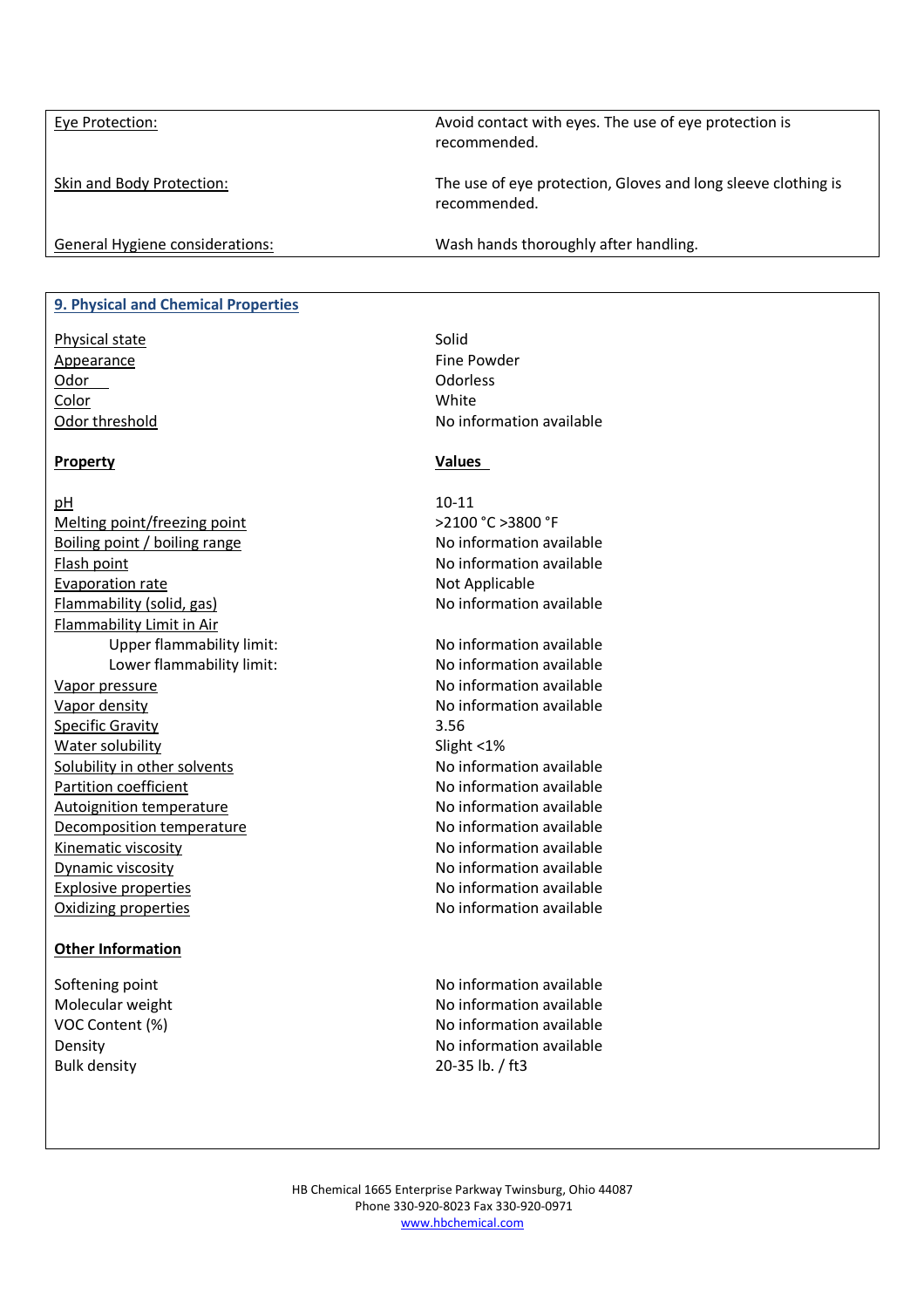| | |
|---|---|
| Eye Protection: | Avoid contact with eyes. The use of eye protection is recommended. |
| Skin and Body Protection: | The use of eye protection, Gloves and long sleeve clothing is recommended. |
| General Hygiene considerations: | Wash hands thoroughly after handling. |

## 9. Physical and Chemical Properties

| | |
|---|---|
| Physical state | Solid |
| Appearance | Fine Powder |
| Odor | Odorless |
| Color | White |
| Odor threshold | No information available |

| **Property** | **Values** |
|---|---|
| pH | 10-11 |
| Melting point/freezing point | >2100 °C >3800 °F |
| Boiling point / boiling range | No information available |
| Flash point | No information available |
| Evaporation rate | Not Applicable |
| Flammability (solid, gas) | No information available |
| Flammability Limit in Air | |
| Upper flammability limit: | No information available |
| Lower flammability limit: | No information available |
| Vapor pressure | No information available |
| Vapor density | No information available |
| Specific Gravity | 3.56 |
| Water solubility | Slight <1% |
| Solubility in other solvents | No information available |
| Partition coefficient | No information available |
| Autoignition temperature | No information available |
| Decomposition temperature | No information available |
| Kinematic viscosity | No information available |
| Dynamic viscosity | No information available |
| Explosive properties | No information available |
| Oxidizing properties | No information available |

**Other Information**

| | |
|---|---|
| Softening point | No information available |
| Molecular weight | No information available |
| VOC Content (%) | No information available |
| Density | No information available |
| Bulk density | 20-35 lb. / ft3 |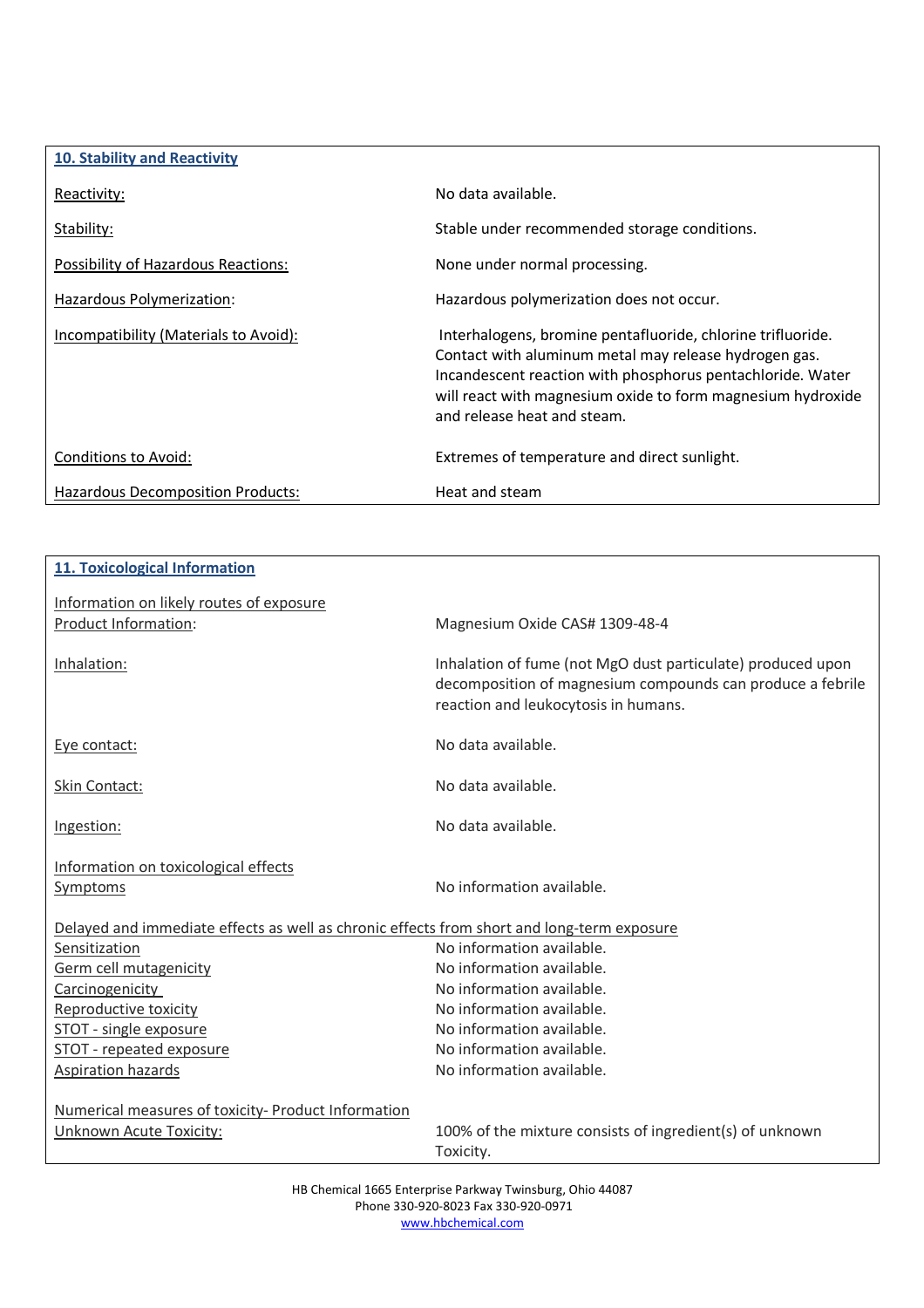## 10. Stability and Reactivity

| | |
|---|---|
| Reactivity: | No data available. |
| Stability: | Stable under recommended storage conditions. |
| Possibility of Hazardous Reactions: | None under normal processing. |
| Hazardous Polymerization: | Hazardous polymerization does not occur. |
| Incompatibility (Materials to Avoid): | Interhalogens, bromine pentafluoride, chlorine trifluoride. Contact with aluminum metal may release hydrogen gas. Incandescent reaction with phosphorus pentachloride. Water will react with magnesium oxide to form magnesium hydroxide and release heat and steam. |
| Conditions to Avoid: | Extremes of temperature and direct sunlight. |
| Hazardous Decomposition Products: | Heat and steam |

## 11. Toxicological Information

Information on likely routes of exposure

| | |
|---|---|
| Product Information: | Magnesium Oxide CAS# 1309-48-4 |
| Inhalation: | Inhalation of fume (not MgO dust particulate) produced upon decomposition of magnesium compounds can produce a febrile reaction and leukocytosis in humans. |
| Eye contact: | No data available. |
| Skin Contact: | No data available. |
| Ingestion: | No data available. |

Information on toxicological effects

| | |
|---|---|
| Symptoms | No information available. |

Delayed and immediate effects as well as chronic effects from short and long-term exposure

| | |
|---|---|
| Sensitization | No information available. |
| Germ cell mutagenicity | No information available. |
| Carcinogenicity | No information available. |
| Reproductive toxicity | No information available. |
| STOT - single exposure | No information available. |
| STOT - repeated exposure | No information available. |
| Aspiration hazards | No information available. |

Numerical measures of toxicity- Product Information

| | |
|---|---|
| Unknown Acute Toxicity: | 100% of the mixture consists of ingredient(s) of unknown Toxicity. |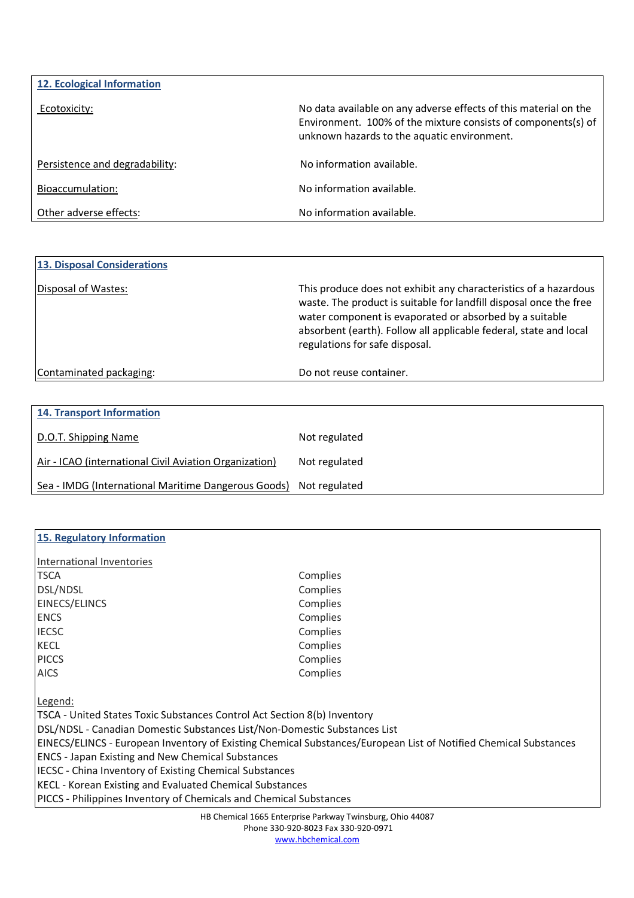## 12. Ecological Information

| | |
|---|---|
| Ecotoxicity: | No data available on any adverse effects of this material on the Environment. 100% of the mixture consists of components(s) of unknown hazards to the aquatic environment. |
| Persistence and degradability: | No information available. |
| Bioaccumulation: | No information available. |
| Other adverse effects: | No information available. |

## 13. Disposal Considerations

| | |
|---|---|
| Disposal of Wastes: | This produce does not exhibit any characteristics of a hazardous waste. The product is suitable for landfill disposal once the free water component is evaporated or absorbed by a suitable absorbent (earth). Follow all applicable federal, state and local regulations for safe disposal. |
| Contaminated packaging: | Do not reuse container. |

## 14. Transport Information

| | |
|---|---|
| D.O.T. Shipping Name | Not regulated |
| Air - ICAO (international Civil Aviation Organization) | Not regulated |
| Sea - IMDG (International Maritime Dangerous Goods) | Not regulated |

## 15. Regulatory Information

International Inventories

| | |
|---|---|
| TSCA | Complies |
| DSL/NDSL | Complies |
| EINECS/ELINCS | Complies |
| ENCS | Complies |
| IECSC | Complies |
| KECL | Complies |
| PICCS | Complies |
| AICS | Complies |

Legend:

TSCA - United States Toxic Substances Control Act Section 8(b) Inventory
DSL/NDSL - Canadian Domestic Substances List/Non-Domestic Substances List
EINECS/ELINCS - European Inventory of Existing Chemical Substances/European List of Notified Chemical Substances
ENCS - Japan Existing and New Chemical Substances
IECSC - China Inventory of Existing Chemical Substances
KECL - Korean Existing and Evaluated Chemical Substances
PICCS - Philippines Inventory of Chemicals and Chemical Substances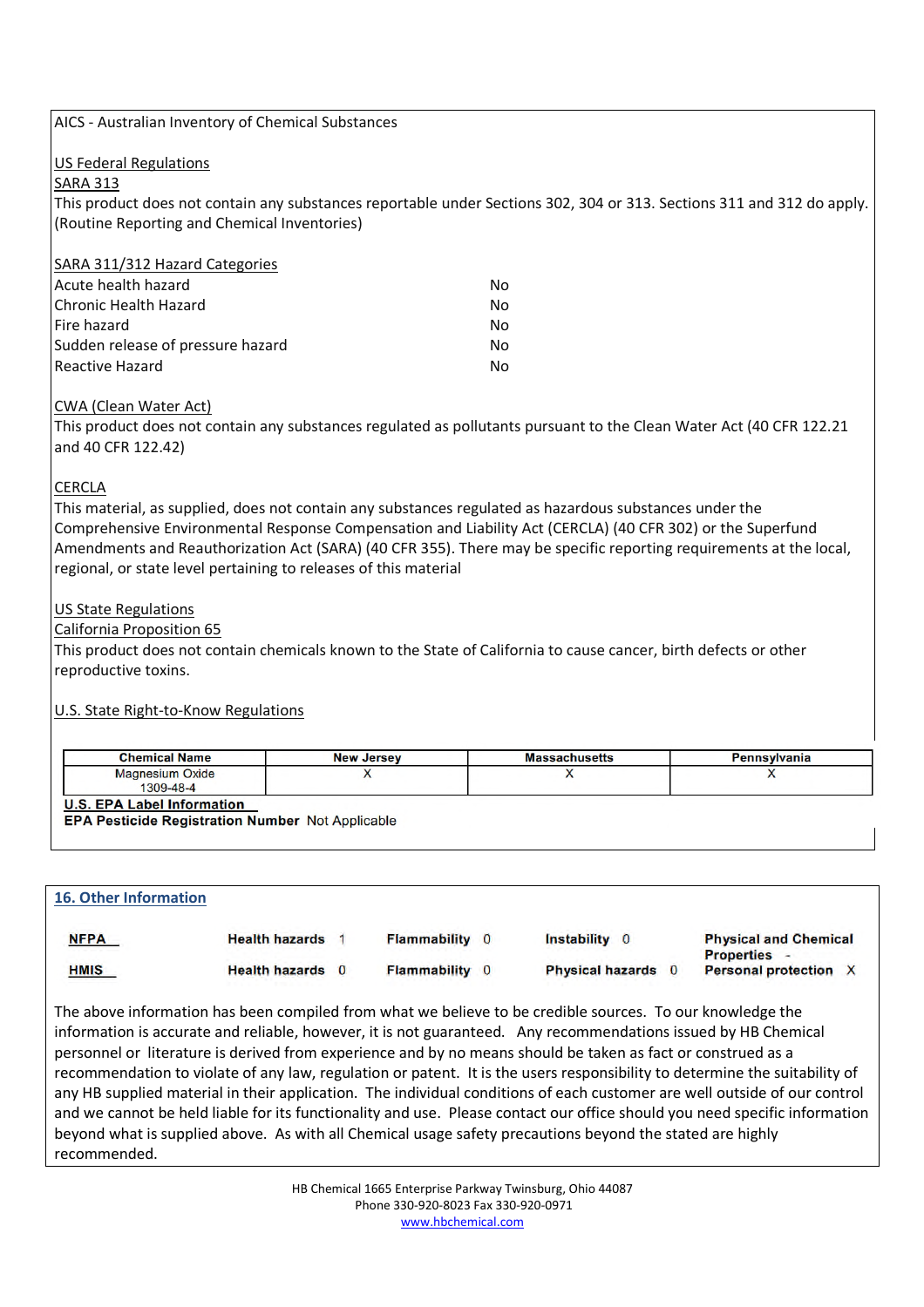AICS - Australian Inventory of Chemical Substances

US Federal Regulations

SARA 313

This product does not contain any substances reportable under Sections 302, 304 or 313. Sections 311 and 312 do apply. (Routine Reporting and Chemical Inventories)

SARA 311/312 Hazard Categories

| | |
|---|---|
| Acute health hazard | No |
| Chronic Health Hazard | No |
| Fire hazard | No |
| Sudden release of pressure hazard | No |
| Reactive Hazard | No |

CWA (Clean Water Act)

This product does not contain any substances regulated as pollutants pursuant to the Clean Water Act (40 CFR 122.21 and 40 CFR 122.42)

CERCLA

This material, as supplied, does not contain any substances regulated as hazardous substances under the Comprehensive Environmental Response Compensation and Liability Act (CERCLA) (40 CFR 302) or the Superfund Amendments and Reauthorization Act (SARA) (40 CFR 355). There may be specific reporting requirements at the local, regional, or state level pertaining to releases of this material

US State Regulations

California Proposition 65

This product does not contain chemicals known to the State of California to cause cancer, birth defects or other reproductive toxins.

U.S. State Right-to-Know Regulations

| Chemical Name | New Jersey | Massachusetts | Pennsylvania |
|---|---|---|---|
| Magnesium Oxide 1309-48-4 | X | X | X |

**U.S. EPA Label Information**

**EPA Pesticide Registration Number** Not Applicable

## 16. Other Information

| | | | | |
|---|---|---|---|---|
| **NFPA** | **Health hazards** 1 | **Flammability** 0 | **Instability** 0 | **Physical and Chemical Properties** - |
| **HMIS** | **Health hazards** 0 | **Flammability** 0 | **Physical hazards** 0 | **Personal protection** X |

The above information has been compiled from what we believe to be credible sources. To our knowledge the information is accurate and reliable, however, it is not guaranteed. Any recommendations issued by HB Chemical personnel or literature is derived from experience and by no means should be taken as fact or construed as a recommendation to violate of any law, regulation or patent. It is the users responsibility to determine the suitability of any HB supplied material in their application. The individual conditions of each customer are well outside of our control and we cannot be held liable for its functionality and use. Please contact our office should you need specific information beyond what is supplied above. As with all Chemical usage safety precautions beyond the stated are highly recommended.

HB Chemical 1665 Enterprise Parkway Twinsburg, Ohio 44087
Phone 330-920-8023 Fax 330-920-0971
www.hbchemical.com